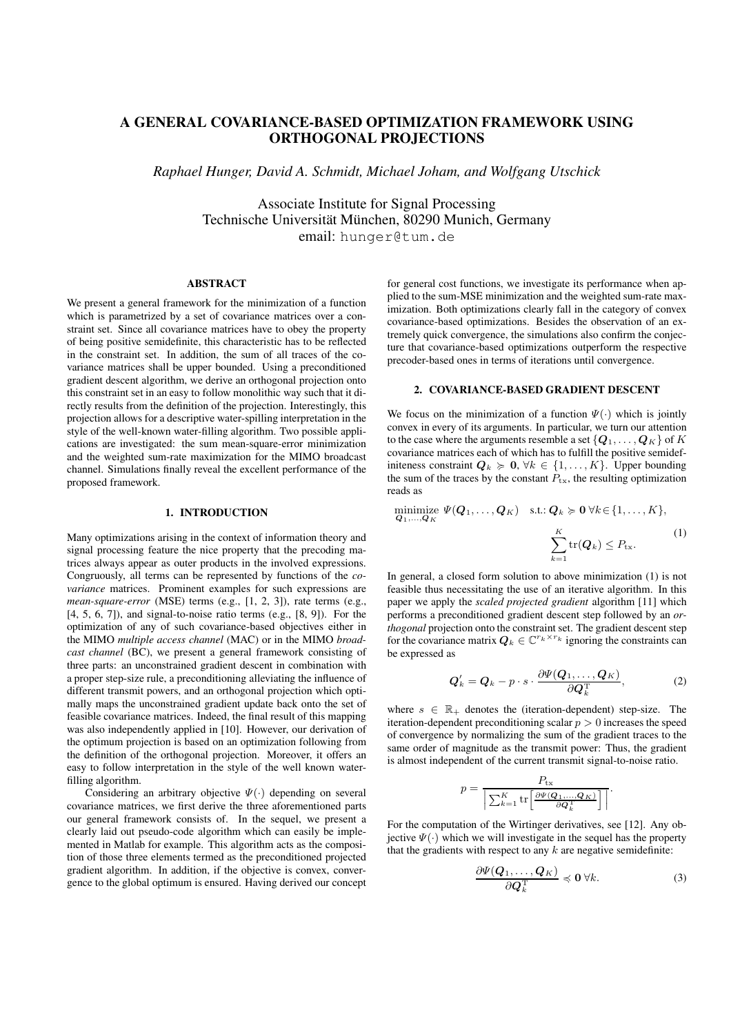# A GENERAL COVARIANCE-BASED OPTIMIZATION FRAMEWORK USING ORTHOGONAL PROJECTIONS

*Raphael Hunger, David A. Schmidt, Michael Joham, and Wolfgang Utschick*

Associate Institute for Signal Processing
Technische Universität München, 80290 Munich, Germany
email: hunger@tum.de

## ABSTRACT

We present a general framework for the minimization of a function which is parametrized by a set of covariance matrices over a constraint set. Since all covariance matrices have to obey the property of being positive semidefinite, this characteristic has to be reflected in the constraint set. In addition, the sum of all traces of the covariance matrices shall be upper bounded. Using a preconditioned gradient descent algorithm, we derive an orthogonal projection onto this constraint set in an easy to follow monolithic way such that it directly results from the definition of the projection. Interestingly, this projection allows for a descriptive water-spilling interpretation in the style of the well-known water-filling algorithm. Two possible applications are investigated: the sum mean-square-error minimization and the weighted sum-rate maximization for the MIMO broadcast channel. Simulations finally reveal the excellent performance of the proposed framework.

## 1. INTRODUCTION

Many optimizations arising in the context of information theory and signal processing feature the nice property that the precoding matrices always appear as outer products in the involved expressions. Congruously, all terms can be represented by functions of the *covariance* matrices. Prominent examples for such expressions are *mean-square-error* (MSE) terms (e.g., [1, 2, 3]), rate terms (e.g., [4, 5, 6, 7]), and signal-to-noise ratio terms (e.g., [8, 9]). For the optimization of any of such covariance-based objectives either in the MIMO *multiple access channel* (MAC) or in the MIMO *broadcast channel* (BC), we present a general framework consisting of three parts: an unconstrained gradient descent in combination with a proper step-size rule, a preconditioning alleviating the influence of different transmit powers, and an orthogonal projection which optimally maps the unconstrained gradient update back onto the set of feasible covariance matrices. Indeed, the final result of this mapping was also independently applied in [10]. However, our derivation of the optimum projection is based on an optimization following from the definition of the orthogonal projection. Moreover, it offers an easy to follow interpretation in the style of the well known water-filling algorithm.

Considering an arbitrary objective $\Psi(\cdot)$ depending on several covariance matrices, we first derive the three aforementioned parts our general framework consists of. In the sequel, we present a clearly laid out pseudo-code algorithm which can easily be implemented in Matlab for example. This algorithm acts as the composition of those three elements termed as the preconditioned projected gradient algorithm. In addition, if the objective is convex, convergence to the global optimum is ensured. Having derived our concept for general cost functions, we investigate its performance when applied to the sum-MSE minimization and the weighted sum-rate maximization. Both optimizations clearly fall in the category of convex covariance-based optimizations. Besides the observation of an extremely quick convergence, the simulations also confirm the conjecture that covariance-based optimizations outperform the respective precoder-based ones in terms of iterations until convergence.

## 2. COVARIANCE-BASED GRADIENT DESCENT

We focus on the minimization of a function $\Psi(\cdot)$ which is jointly convex in every of its arguments. In particular, we turn our attention to the case where the arguments resemble a set $\{\boldsymbol{Q}_1, \ldots, \boldsymbol{Q}_K\}$ of $K$ covariance matrices each of which has to fulfill the positive semidefiniteness constraint $\boldsymbol{Q}_k \succcurlyeq \boldsymbol{0}$, $\forall k \in \{1, \ldots, K\}$. Upper bounding the sum of the traces by the constant $P_{\text{tx}}$, the resulting optimization reads as

$$\underset{\boldsymbol{Q}_1,\ldots,\boldsymbol{Q}_K}{\text{minimize}}\ \Psi(\boldsymbol{Q}_1, \ldots, \boldsymbol{Q}_K) \quad \text{s.t.: } \boldsymbol{Q}_k \succcurlyeq \boldsymbol{0}\ \forall k \in \{1, \ldots, K\}, \quad \sum_{k=1}^{K} \operatorname{tr}(\boldsymbol{Q}_k) \leq P_{\text{tx}}. \tag{1}$$

In general, a closed form solution to above minimization (1) is not feasible thus necessitating the use of an iterative algorithm. In this paper we apply the *scaled projected gradient* algorithm [11] which performs a preconditioned gradient descent step followed by an *orthogonal* projection onto the constraint set. The gradient descent step for the covariance matrix $\boldsymbol{Q}_k \in \mathbb{C}^{r_k \times r_k}$ ignoring the constraints can be expressed as

$$\boldsymbol{Q}_k' = \boldsymbol{Q}_k - p \cdot s \cdot \frac{\partial \Psi(\boldsymbol{Q}_1, \ldots, \boldsymbol{Q}_K)}{\partial \boldsymbol{Q}_k^{\mathrm{T}}}, \tag{2}$$

where $s \in \mathbb{R}_+$ denotes the (iteration-dependent) step-size. The iteration-dependent preconditioning scalar $p > 0$ increases the speed of convergence by normalizing the sum of the gradient traces to the same order of magnitude as the transmit power: Thus, the gradient is almost independent of the current transmit signal-to-noise ratio.

$$p = \frac{P_{\text{tx}}}{\left| \sum_{k=1}^{K} \operatorname{tr}\left[ \frac{\partial \Psi(\boldsymbol{Q}_1, \ldots, \boldsymbol{Q}_K)}{\partial \boldsymbol{Q}_k^{\mathrm{T}}} \right] \right|}.$$

For the computation of the Wirtinger derivatives, see [12]. Any objective $\Psi(\cdot)$ which we will investigate in the sequel has the property that the gradients with respect to any $k$ are negative semidefinite:

$$\frac{\partial \Psi(\boldsymbol{Q}_1, \ldots, \boldsymbol{Q}_K)}{\partial \boldsymbol{Q}_k^{\mathrm{T}}} \preccurlyeq \boldsymbol{0}\ \forall k. \tag{3}$$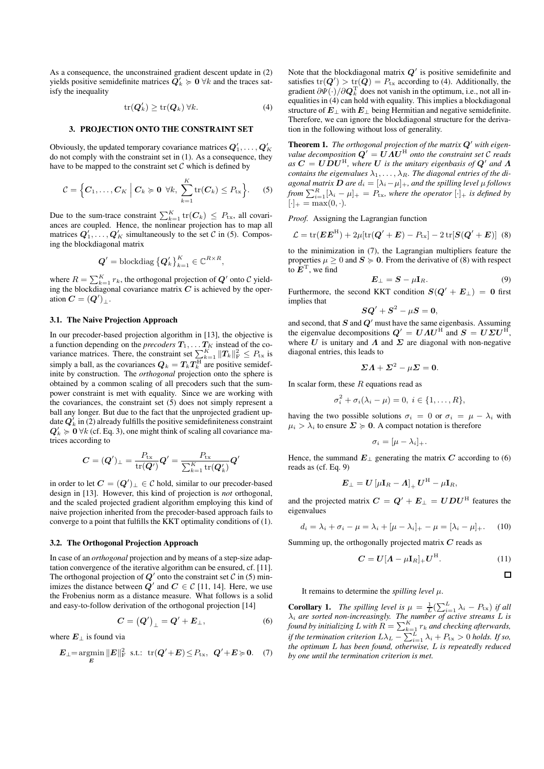As a consequence, the unconstrained gradient descent update in (2) yields positive semidefinite matrices $\boldsymbol{Q}_k' \succcurlyeq \boldsymbol{0}\ \forall k$ and the traces satisfy the inequality

$$\operatorname{tr}(\boldsymbol{Q}_k') \geq \operatorname{tr}(\boldsymbol{Q}_k)\ \forall k. \tag{4}$$

## 3. PROJECTION ONTO THE CONSTRAINT SET

Obviously, the updated temporary covariance matrices $\boldsymbol{Q}_1', \ldots, \boldsymbol{Q}_K'$ do not comply with the constraint set in (1). As a consequence, they have to be mapped to the constraint set $\mathcal{C}$ which is defined by

$$\mathcal{C} = \Big\{ \boldsymbol{C}_1, \ldots, \boldsymbol{C}_K \ \Big|\ \boldsymbol{C}_k \succcurlyeq \boldsymbol{0}\ \forall k,\ \sum_{k=1}^{K} \operatorname{tr}(\boldsymbol{C}_k) \leq P_{\mathrm{tx}} \Big\}. \tag{5}$$

Due to the sum-trace constraint $\sum_{k=1}^{K} \operatorname{tr}(\boldsymbol{C}_k) \leq P_{\mathrm{tx}}$, all covariances are coupled. Hence, the nonlinear projection has to map all matrices $\boldsymbol{Q}_1', \ldots, \boldsymbol{Q}_K'$ simultaneously to the set $\mathcal{C}$ in (5). Composing the blockdiagonal matrix

$$\boldsymbol{Q}' = \operatorname{blockdiag}\left\{\boldsymbol{Q}_k'\right\}_{k=1}^{K} \in \mathbb{C}^{R \times R},$$

where $R = \sum_{k=1}^{K} r_k$, the orthogonal projection of $\boldsymbol{Q}'$ onto $\mathcal{C}$ yielding the blockdiagonal covariance matrix $\boldsymbol{C}$ is achieved by the operation $\boldsymbol{C} = (\boldsymbol{Q}')_{\perp}$.

### 3.1. The Naive Projection Approach

In our precoder-based projection algorithm in [13], the objective is a function depending on the *precoders* $\boldsymbol{T}_1, \ldots \boldsymbol{T}_K$ instead of the covariance matrices. There, the constraint set $\sum_{k=1}^{K} \|\boldsymbol{T}_k\|_{\mathrm{F}}^2 \leq P_{\mathrm{tx}}$ is simply a ball, as the covariances $\boldsymbol{Q}_k = \boldsymbol{T}_k \boldsymbol{T}_k^{\mathrm{H}}$ are positive semidefinite by construction. The *orthogonal* projection onto the sphere is obtained by a common scaling of all precoders such that the sum-power constraint is met with equality. Since we are working with the covariances, the constraint set (5) does not simply represent a ball any longer. But due to the fact that the unprojected gradient update $\boldsymbol{Q}_k'$ in (2) already fulfills the positive semidefiniteness constraint $\boldsymbol{Q}_k' \succcurlyeq \boldsymbol{0}\,\forall k$ (cf. Eq. 3), one might think of scaling all covariance matrices according to

$$\boldsymbol{C} = (\boldsymbol{Q}')_{\perp} = \frac{P_{\mathrm{tx}}}{\operatorname{tr}(\boldsymbol{Q}')}\boldsymbol{Q}' = \frac{P_{\mathrm{tx}}}{\sum_{k=1}^{K}\operatorname{tr}(\boldsymbol{Q}_k')}\boldsymbol{Q}'$$

in order to let $\boldsymbol{C} = (\boldsymbol{Q}')_{\perp} \in \mathcal{C}$ hold, similar to our precoder-based design in [13]. However, this kind of projection is *not* orthogonal, and the scaled projected gradient algorithm employing this kind of naive projection inherited from the precoder-based approach fails to converge to a point that fulfills the KKT optimality conditions of (1).

### 3.2. The Orthogonal Projection Approach

In case of an *orthogonal* projection and by means of a step-size adaptation convergence of the iterative algorithm can be ensured, cf. [11]. The orthogonal projection of $\boldsymbol{Q}'$ onto the constraint set $\mathcal{C}$ in (5) minimizes the distance between $\boldsymbol{Q}'$ and $\boldsymbol{C} \in \mathcal{C}$ [11, 14]. Here, we use the Frobenius norm as a distance measure. What follows is a solid and easy-to-follow derivation of the orthogonal projection [14]

$$\boldsymbol{C} = \left(\boldsymbol{Q}'\right)_{\perp} = \boldsymbol{Q}' + \boldsymbol{E}_{\perp}, \tag{6}$$

where $\boldsymbol{E}_{\perp}$ is found via

$$\boldsymbol{E}_{\perp} = \underset{\boldsymbol{E}}{\operatorname{argmin}}\, \|\boldsymbol{E}\|_{\mathrm{F}}^2 \ \text{ s.t.: } \operatorname{tr}(\boldsymbol{Q}' + \boldsymbol{E}) \leq P_{\mathrm{tx}},\ \boldsymbol{Q}' + \boldsymbol{E} \succcurlyeq \boldsymbol{0}. \tag{7}$$

Note that the blockdiagonal matrix $\boldsymbol{Q}'$ is positive semidefinite and satisfies $\operatorname{tr}(\boldsymbol{Q}') > \operatorname{tr}(\boldsymbol{Q}) = P_{\mathrm{tx}}$ according to (4). Additionally, the gradient $\partial\Psi(\cdot)/\partial\boldsymbol{Q}_k^{\mathrm{T}}$ does not vanish in the optimum, i.e., not all inequalities in (4) can hold with equality. This implies a blockdiagonal structure of $\boldsymbol{E}_{\perp}$ with $\boldsymbol{E}_{\perp}$ being Hermitian and negative semidefinite. Therefore, we can ignore the blockdiagonal structure for the derivation in the following without loss of generality.

**Theorem 1.** *The orthogonal projection of the matrix $\boldsymbol{Q}'$ with eigenvalue decomposition $\boldsymbol{Q}' = \boldsymbol{U}\boldsymbol{\Lambda}\boldsymbol{U}^{\mathrm{H}}$ onto the constraint set $\mathcal{C}$ reads as $\boldsymbol{C} = \boldsymbol{U}\boldsymbol{D}\boldsymbol{U}^{\mathrm{H}}$, where $\boldsymbol{U}$ is the unitary eigenbasis of $\boldsymbol{Q}'$ and $\boldsymbol{\Lambda}$ contains the eigenvalues $\lambda_1, \ldots, \lambda_R$. The diagonal entries of the diagonal matrix $\boldsymbol{D}$ are $d_i = [\lambda_i - \mu]_+$, and the spilling level $\mu$ follows from $\sum_{i=1}^{R}[\lambda_i - \mu]_+ = P_{\mathrm{tx}}$, where the operator $[\cdot]_+$ is defined by $[\cdot]_+ = \max(0, \cdot)$.*

*Proof.* Assigning the Lagrangian function

$$\mathcal{L} = \operatorname{tr}(\boldsymbol{E}\boldsymbol{E}^{\mathrm{H}}) + 2\mu[\operatorname{tr}(\boldsymbol{Q}' + \boldsymbol{E}) - P_{\mathrm{tx}}] - 2\operatorname{tr}[\boldsymbol{S}(\boldsymbol{Q}' + \boldsymbol{E})] \tag{8}$$

to the minimization in (7), the Lagrangian multipliers feature the properties $\mu \geq 0$ and $\boldsymbol{S} \succcurlyeq \boldsymbol{0}$. From the derivative of (8) with respect to $\boldsymbol{E}^{\mathrm{T}}$, we find

$$\boldsymbol{E}_{\perp} = \boldsymbol{S} - \mu\mathbf{I}_R. \tag{9}$$

Furthermore, the second KKT condition $\boldsymbol{S}(\boldsymbol{Q}' + \boldsymbol{E}_{\perp}) = \boldsymbol{0}$ first implies that

$$\boldsymbol{S}\boldsymbol{Q}' + \boldsymbol{S}^2 - \mu\boldsymbol{S} = \boldsymbol{0},$$

and second, that $\boldsymbol{S}$ and $\boldsymbol{Q}'$ must have the same eigenbasis. Assuming the eigenvalue decompositions $\boldsymbol{Q}' = \boldsymbol{U}\boldsymbol{\Lambda}\boldsymbol{U}^{\mathrm{H}}$ and $\boldsymbol{S} = \boldsymbol{U}\boldsymbol{\Sigma}\boldsymbol{U}^{\mathrm{H}}$, where $\boldsymbol{U}$ is unitary and $\boldsymbol{\Lambda}$ and $\boldsymbol{\Sigma}$ are diagonal with non-negative diagonal entries, this leads to

$$\boldsymbol{\Sigma}\boldsymbol{\Lambda} + \boldsymbol{\Sigma}^2 - \mu\boldsymbol{\Sigma} = \boldsymbol{0}.$$

In scalar form, these $R$ equations read as

$$\sigma_i^2 + \sigma_i(\lambda_i - \mu) = 0,\ i \in \{1, \ldots, R\},$$

having the two possible solutions $\sigma_i = 0$ or $\sigma_i = \mu - \lambda_i$ with $\mu_i > \lambda_i$ to ensure $\boldsymbol{\Sigma} \succcurlyeq \boldsymbol{0}$. A compact notation is therefore

$$\sigma_i = [\mu - \lambda_i]_+.$$

Hence, the summand $\boldsymbol{E}_{\perp}$ generating the matrix $\boldsymbol{C}$ according to (6) reads as (cf. Eq. 9)

$$\boldsymbol{E}_{\perp} = \boldsymbol{U}\left[\mu\mathbf{I}_R - \boldsymbol{\Lambda}\right]_+ \boldsymbol{U}^{\mathrm{H}} - \mu\mathbf{I}_R,$$

and the projected matrix $\boldsymbol{C} = \boldsymbol{Q}' + \boldsymbol{E}_{\perp} = \boldsymbol{U}\boldsymbol{D}\boldsymbol{U}^{\mathrm{H}}$ features the eigenvalues

$$d_i = \lambda_i + \sigma_i - \mu = \lambda_i + [\mu - \lambda_i]_+ - \mu = [\lambda_i - \mu]_+. \tag{10}$$

Summing up, the orthogonally projected matrix $\boldsymbol{C}$ reads as

$$\boldsymbol{C} = \boldsymbol{U}[\boldsymbol{\Lambda} - \mu\mathbf{I}_R]_+ \boldsymbol{U}^{\mathrm{H}}. \tag{11}$$

□

It remains to determine the *spilling level* $\mu$.

**Corollary 1.** *The spilling level is $\mu = \frac{1}{L}(\sum_{i=1}^{L}\lambda_i - P_{\mathrm{tx}})$ if all $\lambda_i$ are sorted non-increasingly. The number of active streams $L$ is found by initializing $L$ with $R = \sum_{k=1}^{K} r_k$ and checking afterwards, if the termination criterion $L\lambda_L - \sum_{i=1}^{L}\lambda_i + P_{\mathrm{tx}} > 0$ holds. If so, the optimum $L$ has been found, otherwise, $L$ is repeatedly reduced by one until the termination criterion is met.*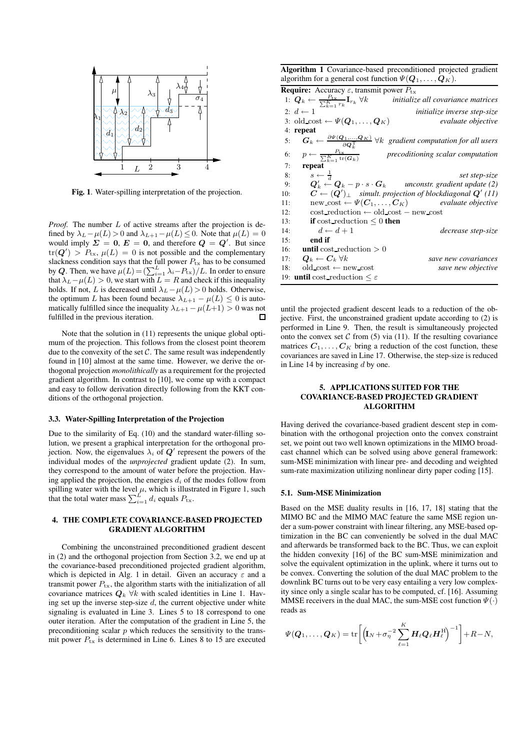Fig. 1. Water-spilling interpretation of the projection.

*Proof.* The number $L$ of active streams after the projection is defined by $\lambda_L - \mu(L) > 0$ and $\lambda_{L+1} - \mu(L) \leq 0$. Note that $\mu(L) = 0$ would imply $\boldsymbol{\Sigma} = \mathbf{0}$, $\boldsymbol{E} = \mathbf{0}$, and therefore $\boldsymbol{Q} = \boldsymbol{Q}'$. But since $\mathrm{tr}(\boldsymbol{Q}') > P_{\mathrm{tx}}$, $\mu(L) = 0$ is not possible and the complementary slackness condition says that the full power $P_{\mathrm{tx}}$ has to be consumed by $\boldsymbol{Q}$. Then, we have $\mu(L) = (\sum_{i=1}^{L} \lambda_i - P_{\mathrm{tx}})/L$. In order to ensure that $\lambda_L - \mu(L) > 0$, we start with $L = R$ and check if this inequality holds. If not, $L$ is decreased until $\lambda_L - \mu(L) > 0$ holds. Otherwise, the optimum $L$ has been found because $\lambda_{L+1} - \mu(L) \leq 0$ is automatically fulfilled since the inequality $\lambda_{L+1} - \mu(L+1) > 0$ was not fulfilled in the previous iteration. $\square$

Note that the solution in (11) represents the unique global optimum of the projection. This follows from the closest point theorem due to the convexity of the set $\mathcal{C}$. The same result was independently found in [10] almost at the same time. However, we derive the orthogonal projection *monolithically* as a requirement for the projected gradient algorithm. In contrast to [10], we come up with a compact and easy to follow derivation directly following from the KKT conditions of the orthogonal projection.

### 3.3. Water-Spilling Interpretation of the Projection

Due to the similarity of Eq. (10) and the standard water-filling solution, we present a graphical interpretation for the orthogonal projection. Now, the eigenvalues $\lambda_i$ of $\boldsymbol{Q}'$ represent the powers of the individual modes of the *unprojected* gradient update (2). In sum, they correspond to the amount of water before the projection. Having applied the projection, the energies $d_i$ of the modes follow from spilling water with the level $\mu$, which is illustrated in Figure 1, such that the total water mass $\sum_{i=1}^{L} d_i$ equals $P_{\mathrm{tx}}$.

## 4. THE COMPLETE COVARIANCE-BASED PROJECTED GRADIENT ALGORITHM

Combining the unconstrained preconditioned gradient descent in (2) and the orthogonal projection from Section 3.2, we end up at the covariance-based preconditioned projected gradient algorithm, which is depicted in Alg. 1 in detail. Given an accuracy $\varepsilon$ and a transmit power $P_{\mathrm{tx}}$, the algorithm starts with the initialization of all covariance matrices $\boldsymbol{Q}_k \ \forall k$ with scaled identities in Line 1. Having set up the inverse step-size $d$, the current objective under white signaling is evaluated in Line 3. Lines 5 to 18 correspond to one outer iteration. After the computation of the gradient in Line 5, the preconditioning scalar $p$ which reduces the sensitivity to the transmit power $P_{\mathrm{tx}}$ is determined in Line 6. Lines 8 to 15 are executed until the projected gradient descent leads to a reduction of the objective. First, the unconstrained gradient update according to (2) is performed in Line 9. Then, the result is simultaneously projected onto the convex set $\mathcal{C}$ from (5) via (11). If the resulting covariance matrices $\boldsymbol{C}_1, \ldots, \boldsymbol{C}_K$ bring a reduction of the cost function, these covariances are saved in Line 17. Otherwise, the step-size is reduced in Line 14 by increasing $d$ by one.

**Algorithm 1** Covariance-based preconditioned projected gradient algorithm for a general cost function $\Psi(\boldsymbol{Q}_1, \ldots, \boldsymbol{Q}_K)$.

**Require:** Accuracy $\varepsilon$, transmit power $P_{\mathrm{tx}}$

1: $\boldsymbol{Q}_k \leftarrow \frac{P_{\mathrm{tx}}}{\sum_{k=1}^{K} r_k} \mathbf{I}_{r_k} \ \forall k$ — *initialize all covariance matrices*
2: $d \leftarrow 1$ — *initialize inverse step-size*
3: old_cost $\leftarrow \Psi(\boldsymbol{Q}_1, \ldots, \boldsymbol{Q}_K)$ — *evaluate objective*
4: **repeat**
5: $\quad \boldsymbol{G}_k \leftarrow \frac{\partial \Psi(\boldsymbol{Q}_1, \ldots, \boldsymbol{Q}_K)}{\partial \boldsymbol{Q}_k^{\mathrm{T}}} \ \forall k$ — *gradient computation for all users*
6: $\quad p \leftarrow \frac{P_{\mathrm{tx}}}{\sum_{k=1}^{K} \mathrm{tr}(\boldsymbol{G}_k)}$ — *preconditioning scalar computation*
7: $\quad$**repeat**
8: $\quad\quad s \leftarrow \frac{1}{d}$ — *set step-size*
9: $\quad\quad \boldsymbol{Q}_k' \leftarrow \boldsymbol{Q}_k - p \cdot s \cdot \boldsymbol{G}_k$ — *unconstr. gradient update (2)*
10: $\quad\quad \boldsymbol{C} \leftarrow (\boldsymbol{Q}')_{\perp}$ — *simult. projection of blockdiagonal $\boldsymbol{Q}'$ (11)*
11: $\quad\quad$ new_cost $\leftarrow \Psi(\boldsymbol{C}_1, \ldots, \boldsymbol{C}_K)$ — *evaluate objective*
12: $\quad\quad$ cost_reduction $\leftarrow$ old_cost $-$ new_cost
13: $\quad\quad$ **if** cost_reduction $\leq 0$ **then**
14: $\quad\quad\quad d \leftarrow d + 1$ — *decrease step-size*
15: $\quad\quad$ **end if**
16: $\quad$**until** cost_reduction $> 0$
17: $\quad \boldsymbol{Q}_k \leftarrow \boldsymbol{C}_k \ \forall k$ — *save new covariances*
18: $\quad$ old_cost $\leftarrow$ new_cost — *save new objective*
19: **until** cost_reduction $\leq \varepsilon$

## 5. APPLICATIONS SUITED FOR THE COVARIANCE-BASED PROJECTED GRADIENT ALGORITHM

Having derived the covariance-based gradient descent step in combination with the orthogonal projection onto the convex constraint set, we point out two well known optimizations in the MIMO broadcast channel which can be solved using above general framework: sum-MSE minimization with linear pre- and decoding and weighted sum-rate maximization utilizing nonlinear dirty paper coding [15].

### 5.1. Sum-MSE Minimization

Based on the MSE duality results in [16, 17, 18] stating that the MIMO BC and the MIMO MAC feature the same MSE region under a sum-power constraint with linear filtering, any MSE-based optimization in the BC can conveniently be solved in the dual MAC and afterwards be transformed back to the BC. Thus, we can exploit the hidden convexity [16] of the BC sum-MSE minimization and solve the equivalent optimization in the uplink, where it turns out to be convex. Converting the solution of the dual MAC problem to the downlink BC turns out to be very easy entailing a very low complexity since only a single scalar has to be computed, cf. [16]. Assuming MMSE receivers in the dual MAC, the sum-MSE cost function $\Psi(\cdot)$ reads as

$$\Psi(\boldsymbol{Q}_1, \ldots, \boldsymbol{Q}_K) = \mathrm{tr}\left[ \left( \mathbf{I}_N + \sigma_\eta^{-2} \sum_{\ell=1}^{K} \boldsymbol{H}_\ell \boldsymbol{Q}_\ell \boldsymbol{H}_\ell^{\mathrm{H}} \right)^{-1} \right] + R - N,$$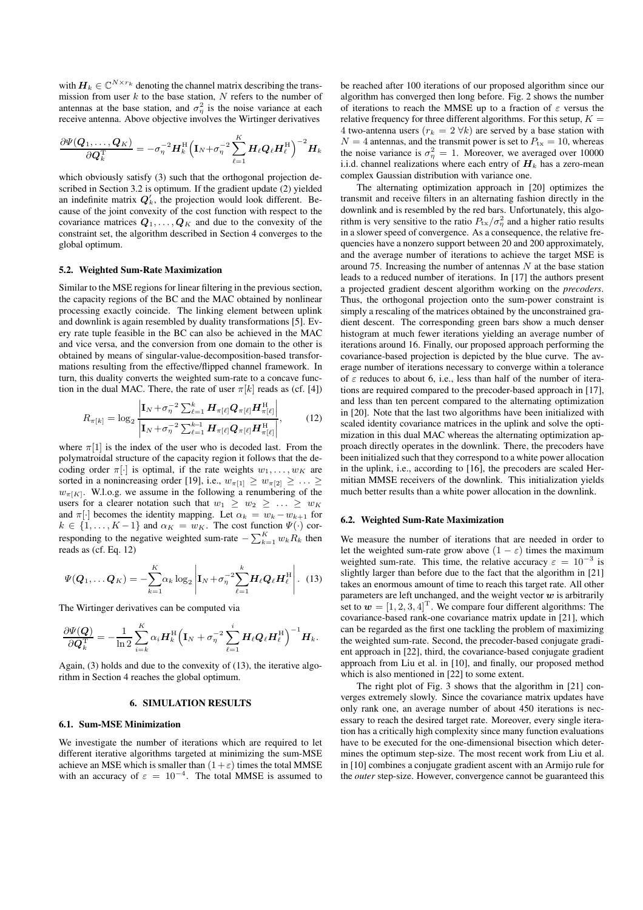with $\boldsymbol{H}_k \in \mathbb{C}^{N\times r_k}$ denoting the channel matrix describing the transmission from user $k$ to the base station, $N$ refers to the number of antennas at the base station, and $\sigma_\eta^2$ is the noise variance at each receive antenna. Above objective involves the Wirtinger derivatives

$$\frac{\partial \Psi(\boldsymbol{Q}_1,\ldots,\boldsymbol{Q}_K)}{\partial \boldsymbol{Q}_k^{\mathrm{T}}} = -\sigma_\eta^{-2}\boldsymbol{H}_k^{\mathrm{H}}\Big(\mathbf{I}_N + \sigma_\eta^{-2}\sum_{\ell=1}^{K}\boldsymbol{H}_\ell\boldsymbol{Q}_\ell\boldsymbol{H}_\ell^{\mathrm{H}}\Big)^{-2}\boldsymbol{H}_k$$

which obviously satisfy (3) such that the orthogonal projection described in Section 3.2 is optimum. If the gradient update (2) yielded an indefinite matrix $\boldsymbol{Q}_k'$, the projection would look different. Because of the joint convexity of the cost function with respect to the covariance matrices $\boldsymbol{Q}_1,\ldots,\boldsymbol{Q}_K$ and due to the convexity of the constraint set, the algorithm described in Section 4 converges to the global optimum.

### 5.2. Weighted Sum-Rate Maximization

Similar to the MSE regions for linear filtering in the previous section, the capacity regions of the BC and the MAC obtained by nonlinear processing exactly coincide. The linking element between uplink and downlink is again resembled by duality transformations [5]. Every rate tuple feasible in the BC can also be achieved in the MAC and vice versa, and the conversion from one domain to the other is obtained by means of singular-value-decomposition-based transformations resulting from the effective/flipped channel framework. In turn, this duality converts the weighted sum-rate to a concave function in the dual MAC. There, the rate of user $\pi[k]$ reads as (cf. [4])

$$R_{\pi[k]} = \log_2 \frac{\left|\mathbf{I}_N + \sigma_\eta^{-2}\sum_{\ell=1}^{k}\boldsymbol{H}_{\pi[\ell]}\boldsymbol{Q}_{\pi[\ell]}\boldsymbol{H}_{\pi[\ell]}^{\mathrm{H}}\right|}{\left|\mathbf{I}_N + \sigma_\eta^{-2}\sum_{\ell=1}^{k-1}\boldsymbol{H}_{\pi[\ell]}\boldsymbol{Q}_{\pi[\ell]}\boldsymbol{H}_{\pi[\ell]}^{\mathrm{H}}\right|}, \tag{12}$$

where $\pi[1]$ is the index of the user who is decoded last. From the polymatroidal structure of the capacity region it follows that the decoding order $\pi[\cdot]$ is optimal, if the rate weights $w_1,\ldots,w_K$ are sorted in a nonincreasing order [19], i.e., $w_{\pi[1]} \geq w_{\pi[2]} \geq \ldots \geq w_{\pi[K]}$. W.l.o.g. we assume in the following a renumbering of the users for a clearer notation such that $w_1 \geq w_2 \geq \ldots \geq w_K$ and $\pi[\cdot]$ becomes the identity mapping. Let $\alpha_k = w_k - w_{k+1}$ for $k \in \{1,\ldots,K-1\}$ and $\alpha_K = w_K$. The cost function $\Psi(\cdot)$ corresponding to the negative weighted sum-rate $-\sum_{k=1}^{K} w_k R_k$ then reads as (cf. Eq. 12)

$$\Psi(\boldsymbol{Q}_1,\ldots\boldsymbol{Q}_K) = -\sum_{k=1}^{K}\alpha_k \log_2\left|\mathbf{I}_N + \sigma_\eta^{-2}\sum_{\ell=1}^{k}\boldsymbol{H}_\ell\boldsymbol{Q}_\ell\boldsymbol{H}_\ell^{\mathrm{H}}\right|. \tag{13}$$

The Wirtinger derivatives can be computed via

$$\frac{\partial \Psi(\boldsymbol{Q})}{\partial \boldsymbol{Q}_k^{\mathrm{T}}} = -\frac{1}{\ln 2}\sum_{i=k}^{K}\alpha_i\boldsymbol{H}_k^{\mathrm{H}}\Big(\mathbf{I}_N + \sigma_\eta^{-2}\sum_{\ell=1}^{i}\boldsymbol{H}_\ell\boldsymbol{Q}_\ell\boldsymbol{H}_\ell^{\mathrm{H}}\Big)^{-1}\boldsymbol{H}_k.$$

Again, (3) holds and due to the convexity of (13), the iterative algorithm in Section 4 reaches the global optimum.

## 6. SIMULATION RESULTS

### 6.1. Sum-MSE Minimization

We investigate the number of iterations which are required to let different iterative algorithms targeted at minimizing the sum-MSE achieve an MSE which is smaller than $(1+\varepsilon)$ times the total MMSE with an accuracy of $\varepsilon = 10^{-4}$. The total MMSE is assumed to be reached after 100 iterations of our proposed algorithm since our algorithm has converged then long before. Fig. 2 shows the number of iterations to reach the MMSE up to a fraction of $\varepsilon$ versus the relative frequency for three different algorithms. For this setup, $K = 4$ two-antenna users ($r_k = 2\ \forall k$) are served by a base station with $N = 4$ antennas, and the transmit power is set to $P_{\mathrm{tx}} = 10$, whereas the noise variance is $\sigma_\eta^2 = 1$. Moreover, we averaged over 10000 i.i.d. channel realizations where each entry of $\boldsymbol{H}_k$ has a zero-mean complex Gaussian distribution with variance one.

The alternating optimization approach in [20] optimizes the transmit and receive filters in an alternating fashion directly in the downlink and is resembled by the red bars. Unfortunately, this algorithm is very sensitive to the ratio $P_{\mathrm{tx}}/\sigma_\eta^2$ and a higher ratio results in a slower speed of convergence. As a consequence, the relative frequencies have a nonzero support between 20 and 200 approximately, and the average number of iterations to achieve the target MSE is around 75. Increasing the number of antennas $N$ at the base station leads to a reduced number of iterations. In [17] the authors present a projected gradient descent algorithm working on the *precoders*. Thus, the orthogonal projection onto the sum-power constraint is simply a rescaling of the matrices obtained by the unconstrained gradient descent. The corresponding green bars show a much denser histogram at much fewer iterations yielding an average number of iterations around 16. Finally, our proposed approach performing the covariance-based projection is depicted by the blue curve. The average number of iterations necessary to converge within a tolerance of $\varepsilon$ reduces to about 6, i.e., less than half of the number of iterations are required compared to the precoder-based approach in [17], and less than ten percent compared to the alternating optimization in [20]. Note that the last two algorithms have been initialized with scaled identity covariance matrices in the uplink and solve the optimization in this dual MAC whereas the alternating optimization approach directly operates in the downlink. There, the precoders have been initialized such that they correspond to a white power allocation in the uplink, i.e., according to [16], the precoders are scaled Hermitian MMSE receivers of the downlink. This initialization yields much better results than a white power allocation in the downlink.

### 6.2. Weighted Sum-Rate Maximization

We measure the number of iterations that are needed in order to let the weighted sum-rate grow above $(1-\varepsilon)$ times the maximum weighted sum-rate. This time, the relative accuracy $\varepsilon = 10^{-3}$ is slightly larger than before due to the fact that the algorithm in [21] takes an enormous amount of time to reach this target rate. All other parameters are left unchanged, and the weight vector $\boldsymbol{w}$ is arbitrarily set to $\boldsymbol{w} = [1,2,3,4]^{\mathrm{T}}$. We compare four different algorithms: The covariance-based rank-one covariance matrix update in [21], which can be regarded as the first one tackling the problem of maximizing the weighted sum-rate. Second, the precoder-based conjugate gradient approach in [22], third, the covariance-based conjugate gradient approach from Liu et al. in [10], and finally, our proposed method which is also mentioned in [22] to some extent.

The right plot of Fig. 3 shows that the algorithm in [21] converges extremely slowly. Since the covariance matrix updates have only rank one, an average number of about 450 iterations is necessary to reach the desired target rate. Moreover, every single iteration has a critically high complexity since many function evaluations have to be executed for the one-dimensional bisection which determines the optimum step-size. The most recent work from Liu et al. in [10] combines a conjugate gradient ascent with an Armijo rule for the *outer* step-size. However, convergence cannot be guaranteed this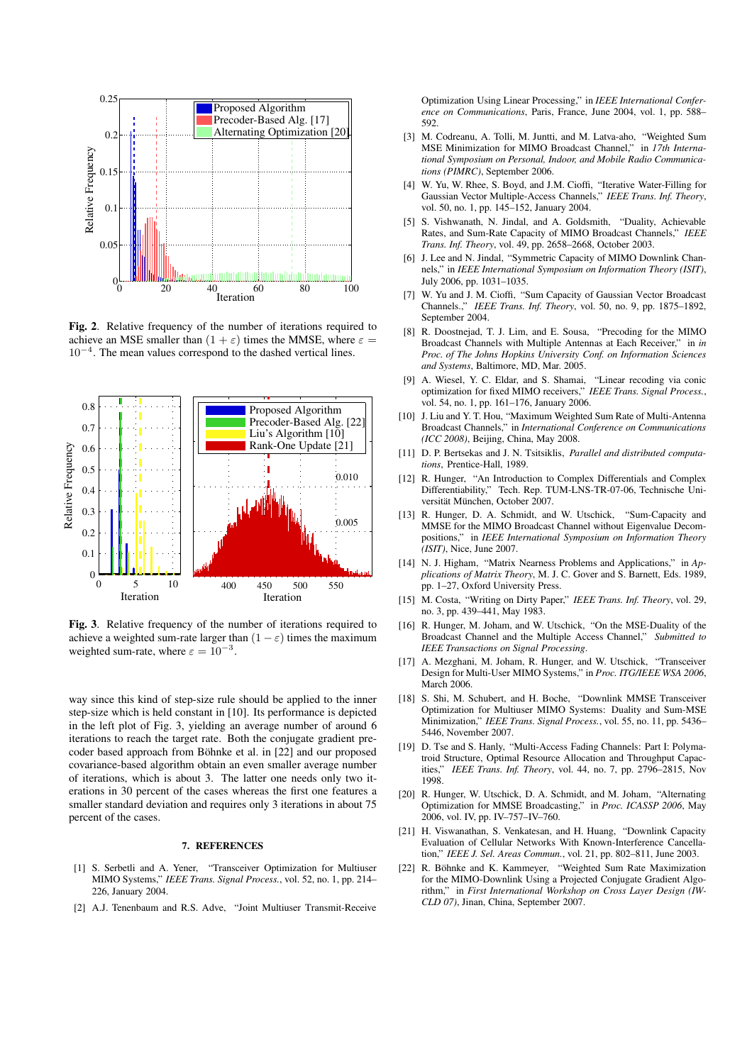0.25
0.2
0.15
0.1
0.05
0
Relative Frequency
0
20
40
60
80
100
Iteration
Proposed Algorithm
Precoder-Based Alg. [17]
Alternating Optimization [20]

**Fig. 2**. Relative frequency of the number of iterations required to achieve an MSE smaller than $(1+\varepsilon)$ times the MMSE, where $\varepsilon = 10^{-4}$. The mean values correspond to the dashed vertical lines.

0.8
0.7
0.6
0.5
0.4
0.3
0.2
0.1
0
Relative Frequency
0
5
10
Iteration
Proposed Algorithm
Precoder-Based Alg. [22]
Liu's Algorithm [10]
Rank-One Update [21]
0.010
0.005
400
450
500
550
Iteration

**Fig. 3**. Relative frequency of the number of iterations required to achieve a weighted sum-rate larger than $(1-\varepsilon)$ times the maximum weighted sum-rate, where $\varepsilon = 10^{-3}$.

way since this kind of step-size rule should be applied to the inner step-size which is held constant in [10]. Its performance is depicted in the left plot of Fig. 3, yielding an average number of around 6 iterations to reach the target rate. Both the conjugate gradient precoder based approach from Böhnke et al. in [22] and our proposed covariance-based algorithm obtain an even smaller average number of iterations, which is about 3. The latter one needs only two iterations in 30 percent of the cases whereas the first one features a smaller standard deviation and requires only 3 iterations in about 75 percent of the cases.

## 7. REFERENCES

[1] S. Serbetli and A. Yener, "Transceiver Optimization for Multiuser MIMO Systems," *IEEE Trans. Signal Process.*, vol. 52, no. 1, pp. 214–226, January 2004.

[2] A.J. Tenenbaum and R.S. Adve, "Joint Multiuser Transmit-Receive Optimization Using Linear Processing," in *IEEE International Conference on Communications*, Paris, France, June 2004, vol. 1, pp. 588–592.

[3] M. Codreanu, A. Tolli, M. Juntti, and M. Latva-aho, "Weighted Sum MSE Minimization for MIMO Broadcast Channel," in *17th International Symposium on Personal, Indoor, and Mobile Radio Communications (PIMRC)*, September 2006.

[4] W. Yu, W. Rhee, S. Boyd, and J.M. Cioffi, "Iterative Water-Filling for Gaussian Vector Multiple-Access Channels," *IEEE Trans. Inf. Theory*, vol. 50, no. 1, pp. 145–152, January 2004.

[5] S. Vishwanath, N. Jindal, and A. Goldsmith, "Duality, Achievable Rates, and Sum-Rate Capacity of MIMO Broadcast Channels," *IEEE Trans. Inf. Theory*, vol. 49, pp. 2658–2668, October 2003.

[6] J. Lee and N. Jindal, "Symmetric Capacity of MIMO Downlink Channels," in *IEEE International Symposium on Information Theory (ISIT)*, July 2006, pp. 1031–1035.

[7] W. Yu and J. M. Cioffi, "Sum Capacity of Gaussian Vector Broadcast Channels.," *IEEE Trans. Inf. Theory*, vol. 50, no. 9, pp. 1875–1892, September 2004.

[8] R. Doostnejad, T. J. Lim, and E. Sousa, "Precoding for the MIMO Broadcast Channels with Multiple Antennas at Each Receiver," in *in Proc. of The Johns Hopkins University Conf. on Information Sciences and Systems*, Baltimore, MD, Mar. 2005.

[9] A. Wiesel, Y. C. Eldar, and S. Shamai, "Linear recoding via conic optimization for fixed MIMO receivers," *IEEE Trans. Signal Process.*, vol. 54, no. 1, pp. 161–176, January 2006.

[10] J. Liu and Y. T. Hou, "Maximum Weighted Sum Rate of Multi-Antenna Broadcast Channels," in *International Conference on Communications (ICC 2008)*, Beijing, China, May 2008.

[11] D. P. Bertsekas and J. N. Tsitsiklis, *Parallel and distributed computations*, Prentice-Hall, 1989.

[12] R. Hunger, "An Introduction to Complex Differentials and Complex Differentiability," Tech. Rep. TUM-LNS-TR-07-06, Technische Universität München, October 2007.

[13] R. Hunger, D. A. Schmidt, and W. Utschick, "Sum-Capacity and MMSE for the MIMO Broadcast Channel without Eigenvalue Decompositions," in *IEEE International Symposium on Information Theory (ISIT)*, Nice, June 2007.

[14] N. J. Higham, "Matrix Nearness Problems and Applications," in *Applications of Matrix Theory*, M. J. C. Gover and S. Barnett, Eds. 1989, pp. 1–27, Oxford University Press.

[15] M. Costa, "Writing on Dirty Paper," *IEEE Trans. Inf. Theory*, vol. 29, no. 3, pp. 439–441, May 1983.

[16] R. Hunger, M. Joham, and W. Utschick, "On the MSE-Duality of the Broadcast Channel and the Multiple Access Channel," *Submitted to IEEE Transactions on Signal Processing*.

[17] A. Mezghani, M. Joham, R. Hunger, and W. Utschick, "Transceiver Design for Multi-User MIMO Systems," in *Proc. ITG/IEEE WSA 2006*, March 2006.

[18] S. Shi, M. Schubert, and H. Boche, "Downlink MMSE Transceiver Optimization for Multiuser MIMO Systems: Duality and Sum-MSE Minimization," *IEEE Trans. Signal Process.*, vol. 55, no. 11, pp. 5436–5446, November 2007.

[19] D. Tse and S. Hanly, "Multi-Access Fading Channels: Part I: Polymatroid Structure, Optimal Resource Allocation and Throughput Capacities," *IEEE Trans. Inf. Theory*, vol. 44, no. 7, pp. 2796–2815, Nov 1998.

[20] R. Hunger, W. Utschick, D. A. Schmidt, and M. Joham, "Alternating Optimization for MMSE Broadcasting," in *Proc. ICASSP 2006*, May 2006, vol. IV, pp. IV–757–IV–760.

[21] H. Viswanathan, S. Venkatesan, and H. Huang, "Downlink Capacity Evaluation of Cellular Networks With Known-Interference Cancellation," *IEEE J. Sel. Areas Commun.*, vol. 21, pp. 802–811, June 2003.

[22] R. Böhnke and K. Kammeyer, "Weighted Sum Rate Maximization for the MIMO-Downlink Using a Projected Conjugate Gradient Algorithm," in *First International Workshop on Cross Layer Design (IWCLD 07)*, Jinan, China, September 2007.